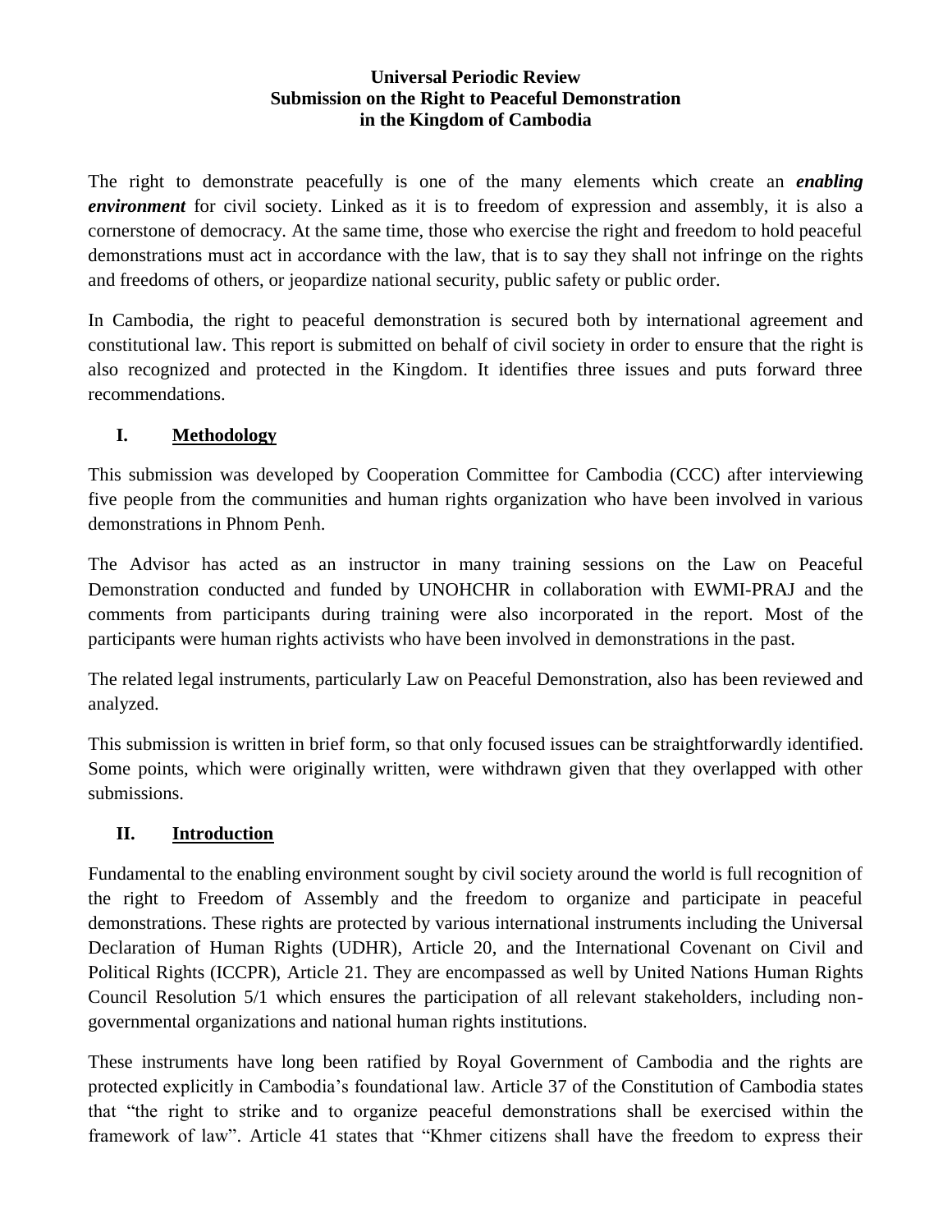# Universal Periodic Review
# Submission on the Right to Peaceful Demonstration
# in the Kingdom of Cambodia

The right to demonstrate peacefully is one of the many elements which create an ***enabling environment*** for civil society. Linked as it is to freedom of expression and assembly, it is also a cornerstone of democracy. At the same time, those who exercise the right and freedom to hold peaceful demonstrations must act in accordance with the law, that is to say they shall not infringe on the rights and freedoms of others, or jeopardize national security, public safety or public order.

In Cambodia, the right to peaceful demonstration is secured both by international agreement and constitutional law. This report is submitted on behalf of civil society in order to ensure that the right is also recognized and protected in the Kingdom. It identifies three issues and puts forward three recommendations.

## I. Methodology

This submission was developed by Cooperation Committee for Cambodia (CCC) after interviewing five people from the communities and human rights organization who have been involved in various demonstrations in Phnom Penh.

The Advisor has acted as an instructor in many training sessions on the Law on Peaceful Demonstration conducted and funded by UNOHCHR in collaboration with EWMI-PRAJ and the comments from participants during training were also incorporated in the report. Most of the participants were human rights activists who have been involved in demonstrations in the past.

The related legal instruments, particularly Law on Peaceful Demonstration, also has been reviewed and analyzed.

This submission is written in brief form, so that only focused issues can be straightforwardly identified. Some points, which were originally written, were withdrawn given that they overlapped with other submissions.

## II. Introduction

Fundamental to the enabling environment sought by civil society around the world is full recognition of the right to Freedom of Assembly and the freedom to organize and participate in peaceful demonstrations. These rights are protected by various international instruments including the Universal Declaration of Human Rights (UDHR), Article 20, and the International Covenant on Civil and Political Rights (ICCPR), Article 21. They are encompassed as well by United Nations Human Rights Council Resolution 5/1 which ensures the participation of all relevant stakeholders, including non-governmental organizations and national human rights institutions.

These instruments have long been ratified by Royal Government of Cambodia and the rights are protected explicitly in Cambodia's foundational law. Article 37 of the Constitution of Cambodia states that "the right to strike and to organize peaceful demonstrations shall be exercised within the framework of law". Article 41 states that "Khmer citizens shall have the freedom to express their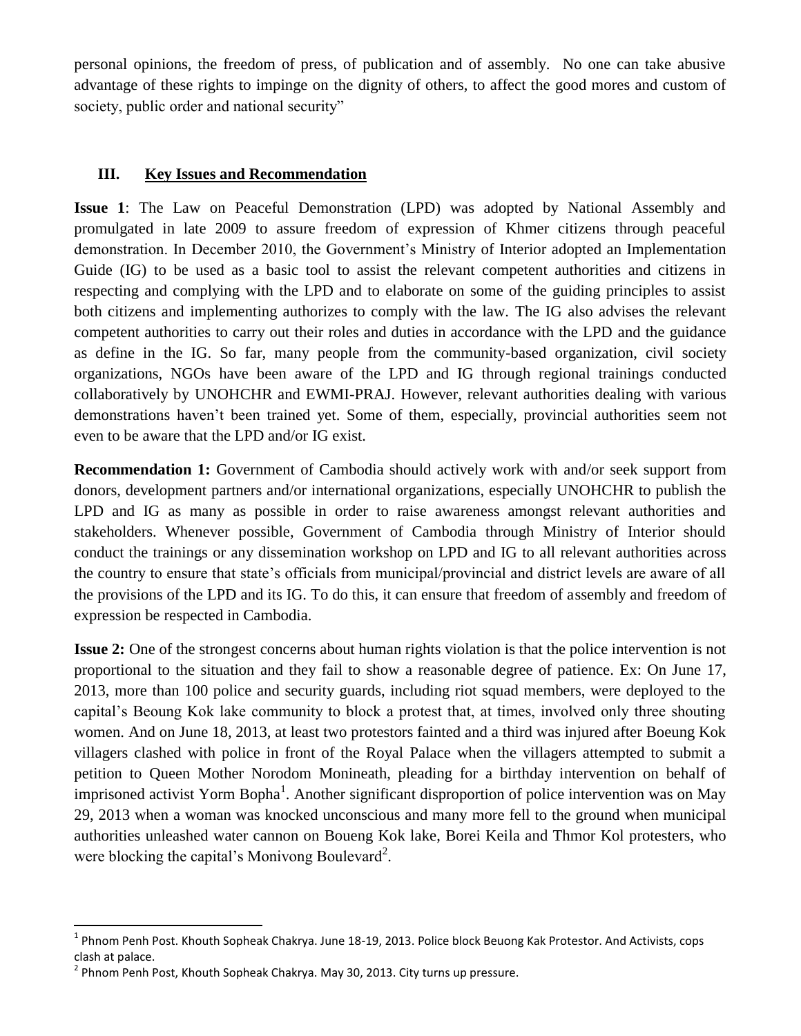personal opinions, the freedom of press, of publication and of assembly. No one can take abusive advantage of these rights to impinge on the dignity of others, to affect the good mores and custom of society, public order and national security"

## III. Key Issues and Recommendation

**Issue 1**: The Law on Peaceful Demonstration (LPD) was adopted by National Assembly and promulgated in late 2009 to assure freedom of expression of Khmer citizens through peaceful demonstration. In December 2010, the Government's Ministry of Interior adopted an Implementation Guide (IG) to be used as a basic tool to assist the relevant competent authorities and citizens in respecting and complying with the LPD and to elaborate on some of the guiding principles to assist both citizens and implementing authorizes to comply with the law. The IG also advises the relevant competent authorities to carry out their roles and duties in accordance with the LPD and the guidance as define in the IG. So far, many people from the community-based organization, civil society organizations, NGOs have been aware of the LPD and IG through regional trainings conducted collaboratively by UNOHCHR and EWMI-PRAJ. However, relevant authorities dealing with various demonstrations haven't been trained yet. Some of them, especially, provincial authorities seem not even to be aware that the LPD and/or IG exist.

**Recommendation 1:** Government of Cambodia should actively work with and/or seek support from donors, development partners and/or international organizations, especially UNOHCHR to publish the LPD and IG as many as possible in order to raise awareness amongst relevant authorities and stakeholders. Whenever possible, Government of Cambodia through Ministry of Interior should conduct the trainings or any dissemination workshop on LPD and IG to all relevant authorities across the country to ensure that state's officials from municipal/provincial and district levels are aware of all the provisions of the LPD and its IG. To do this, it can ensure that freedom of assembly and freedom of expression be respected in Cambodia.

**Issue 2:** One of the strongest concerns about human rights violation is that the police intervention is not proportional to the situation and they fail to show a reasonable degree of patience. Ex: On June 17, 2013, more than 100 police and security guards, including riot squad members, were deployed to the capital's Beoung Kok lake community to block a protest that, at times, involved only three shouting women. And on June 18, 2013, at least two protestors fainted and a third was injured after Boeung Kok villagers clashed with police in front of the Royal Palace when the villagers attempted to submit a petition to Queen Mother Norodom Monineath, pleading for a birthday intervention on behalf of imprisoned activist Yorm Bopha[1]. Another significant disproportion of police intervention was on May 29, 2013 when a woman was knocked unconscious and many more fell to the ground when municipal authorities unleashed water cannon on Boueng Kok lake, Borei Keila and Thmor Kol protesters, who were blocking the capital's Monivong Boulevard[2].

---

[1] Phnom Penh Post. Khouth Sopheak Chakrya. June 18-19, 2013. Police block Beuong Kak Protestor. And Activists, cops clash at palace.

[2] Phnom Penh Post, Khouth Sopheak Chakrya. May 30, 2013. City turns up pressure.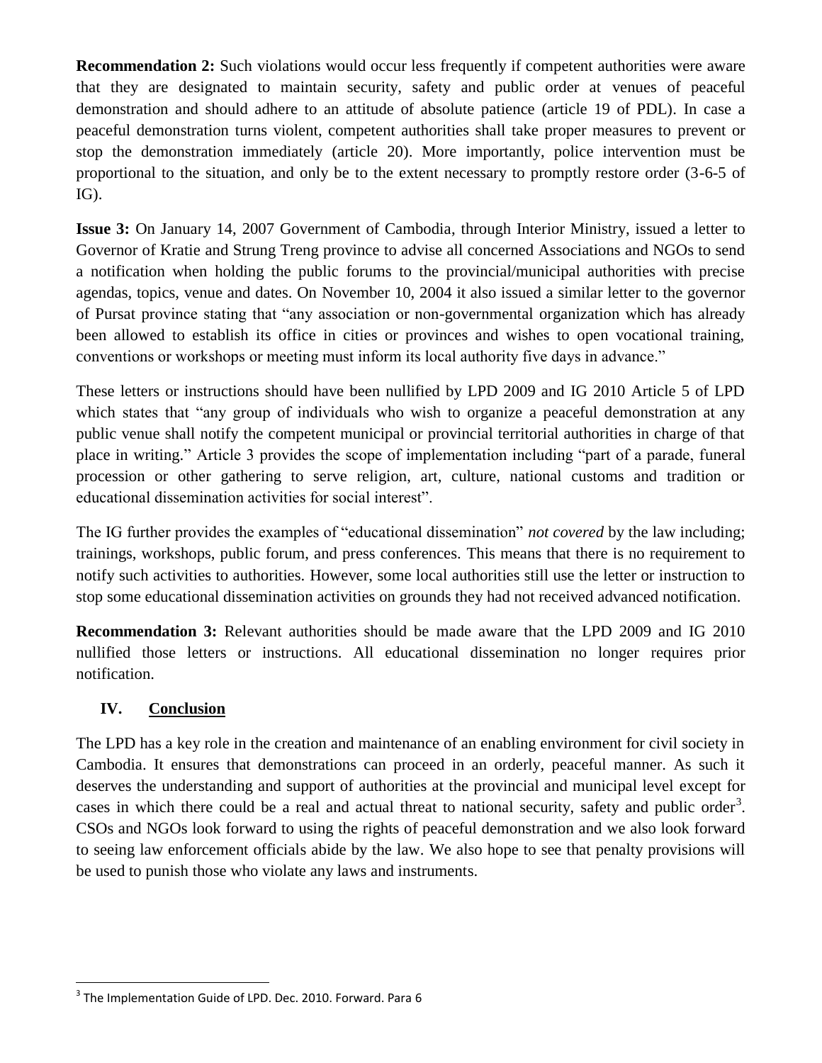**Recommendation 2:** Such violations would occur less frequently if competent authorities were aware that they are designated to maintain security, safety and public order at venues of peaceful demonstration and should adhere to an attitude of absolute patience (article 19 of PDL). In case a peaceful demonstration turns violent, competent authorities shall take proper measures to prevent or stop the demonstration immediately (article 20). More importantly, police intervention must be proportional to the situation, and only be to the extent necessary to promptly restore order (3-6-5 of IG).

**Issue 3:** On January 14, 2007 Government of Cambodia, through Interior Ministry, issued a letter to Governor of Kratie and Strung Treng province to advise all concerned Associations and NGOs to send a notification when holding the public forums to the provincial/municipal authorities with precise agendas, topics, venue and dates. On November 10, 2004 it also issued a similar letter to the governor of Pursat province stating that "any association or non-governmental organization which has already been allowed to establish its office in cities or provinces and wishes to open vocational training, conventions or workshops or meeting must inform its local authority five days in advance."

These letters or instructions should have been nullified by LPD 2009 and IG 2010 Article 5 of LPD which states that "any group of individuals who wish to organize a peaceful demonstration at any public venue shall notify the competent municipal or provincial territorial authorities in charge of that place in writing." Article 3 provides the scope of implementation including "part of a parade, funeral procession or other gathering to serve religion, art, culture, national customs and tradition or educational dissemination activities for social interest".

The IG further provides the examples of "educational dissemination" *not covered* by the law including; trainings, workshops, public forum, and press conferences. This means that there is no requirement to notify such activities to authorities. However, some local authorities still use the letter or instruction to stop some educational dissemination activities on grounds they had not received advanced notification.

**Recommendation 3:** Relevant authorities should be made aware that the LPD 2009 and IG 2010 nullified those letters or instructions. All educational dissemination no longer requires prior notification.

## IV. Conclusion

The LPD has a key role in the creation and maintenance of an enabling environment for civil society in Cambodia. It ensures that demonstrations can proceed in an orderly, peaceful manner. As such it deserves the understanding and support of authorities at the provincial and municipal level except for cases in which there could be a real and actual threat to national security, safety and public order[3]. CSOs and NGOs look forward to using the rights of peaceful demonstration and we also look forward to seeing law enforcement officials abide by the law. We also hope to see that penalty provisions will be used to punish those who violate any laws and instruments.

[3] The Implementation Guide of LPD. Dec. 2010. Forward. Para 6